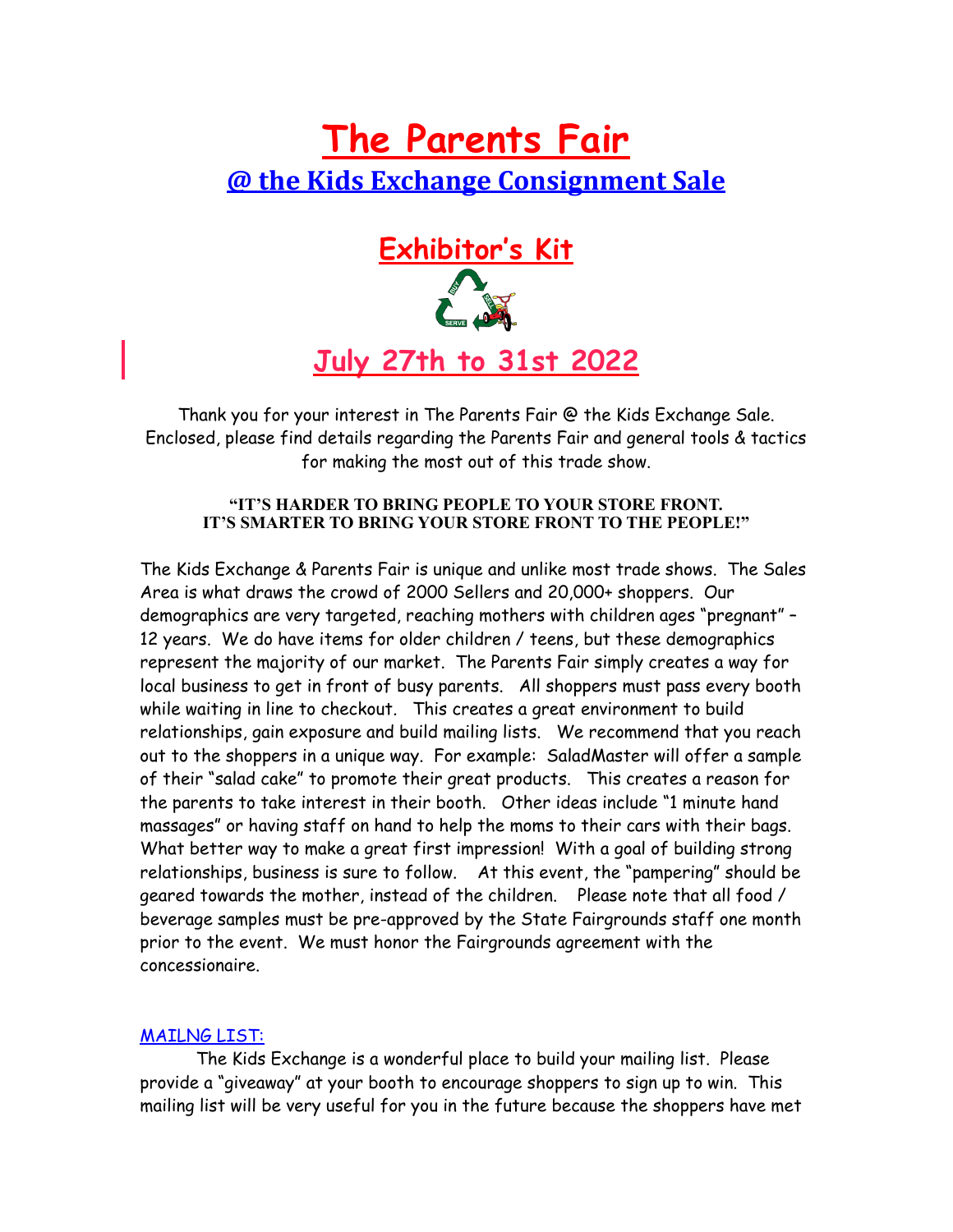# The Parents Fair

## @ the Kids Exchange Consignment Sale

## Exhibitor's Kit

## July 27th to 31st 2022

Thank you for your interest in The Parents Fair @ the Kids Exchange Sale. Enclosed, please find details regarding the Parents Fair and general tools & tactics for making the most out of this trade show.

**"IT'S HARDER TO BRING PEOPLE TO YOUR STORE FRONT. IT'S SMARTER TO BRING YOUR STORE FRONT TO THE PEOPLE!"**

The Kids Exchange & Parents Fair is unique and unlike most trade shows. The Sales Area is what draws the crowd of 2000 Sellers and 20,000+ shoppers. Our demographics are very targeted, reaching mothers with children ages "pregnant" – 12 years. We do have items for older children / teens, but these demographics represent the majority of our market. The Parents Fair simply creates a way for local business to get in front of busy parents. All shoppers must pass every booth while waiting in line to checkout. This creates a great environment to build relationships, gain exposure and build mailing lists. We recommend that you reach out to the shoppers in a unique way. For example: SaladMaster will offer a sample of their "salad cake" to promote their great products. This creates a reason for the parents to take interest in their booth. Other ideas include "1 minute hand massages" or having staff on hand to help the moms to their cars with their bags. What better way to make a great first impression! With a goal of building strong relationships, business is sure to follow. At this event, the "pampering" should be geared towards the mother, instead of the children. Please note that all food / beverage samples must be pre-approved by the State Fairgrounds staff one month prior to the event. We must honor the Fairgrounds agreement with the concessionaire.

MAILNG LIST:

The Kids Exchange is a wonderful place to build your mailing list. Please provide a "giveaway" at your booth to encourage shoppers to sign up to win. This mailing list will be very useful for you in the future because the shoppers have met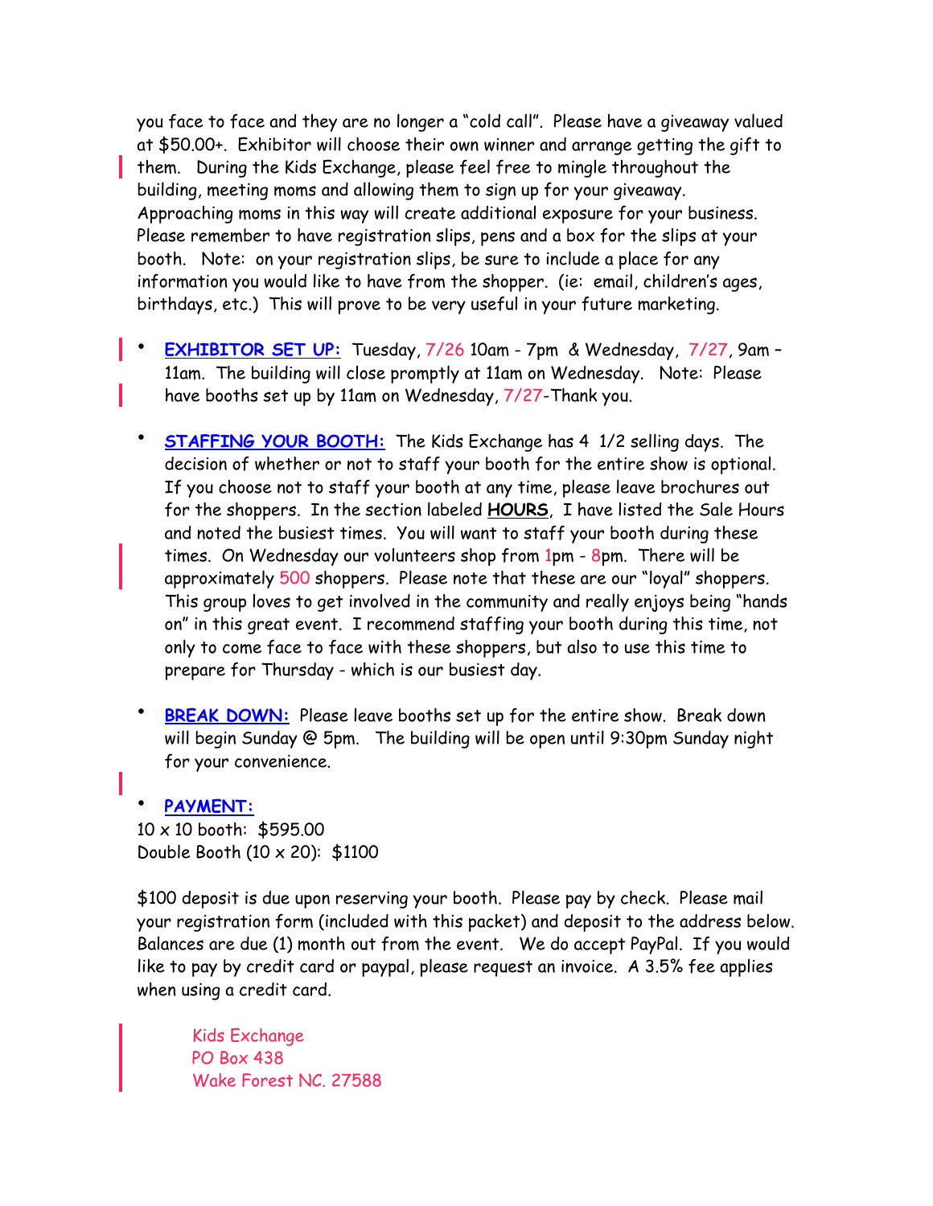you face to face and they are no longer a "cold call". Please have a giveaway valued at $50.00+. Exhibitor will choose their own winner and arrange getting the gift to them. During the Kids Exchange, please feel free to mingle throughout the building, meeting moms and allowing them to sign up for your giveaway. Approaching moms in this way will create additional exposure for your business. Please remember to have registration slips, pens and a box for the slips at your booth. Note: on your registration slips, be sure to include a place for any information you would like to have from the shopper. (ie: email, children's ages, birthdays, etc.) This will prove to be very useful in your future marketing.

- **EXHIBITOR SET UP:** Tuesday, 7/26 10am - 7pm & Wednesday, 7/27, 9am – 11am. The building will close promptly at 11am on Wednesday. Note: Please have booths set up by 11am on Wednesday, 7/27-Thank you.

- **STAFFING YOUR BOOTH:** The Kids Exchange has 4 1/2 selling days. The decision of whether or not to staff your booth for the entire show is optional. If you choose not to staff your booth at any time, please leave brochures out for the shoppers. In the section labeled **HOURS**, I have listed the Sale Hours and noted the busiest times. You will want to staff your booth during these times. On Wednesday our volunteers shop from 1pm - 8pm. There will be approximately 500 shoppers. Please note that these are our "loyal" shoppers. This group loves to get involved in the community and really enjoys being "hands on" in this great event. I recommend staffing your booth during this time, not only to come face to face with these shoppers, but also to use this time to prepare for Thursday - which is our busiest day.

- **BREAK DOWN:** Please leave booths set up for the entire show. Break down will begin Sunday @ 5pm. The building will be open until 9:30pm Sunday night for your convenience.

- **PAYMENT:**

10 x 10 booth: $595.00
Double Booth (10 x 20): $1100

$100 deposit is due upon reserving your booth. Please pay by check. Please mail your registration form (included with this packet) and deposit to the address below. Balances are due (1) month out from the event. We do accept PayPal. If you would like to pay by credit card or paypal, please request an invoice. A 3.5% fee applies when using a credit card.

Kids Exchange
PO Box 438
Wake Forest NC. 27588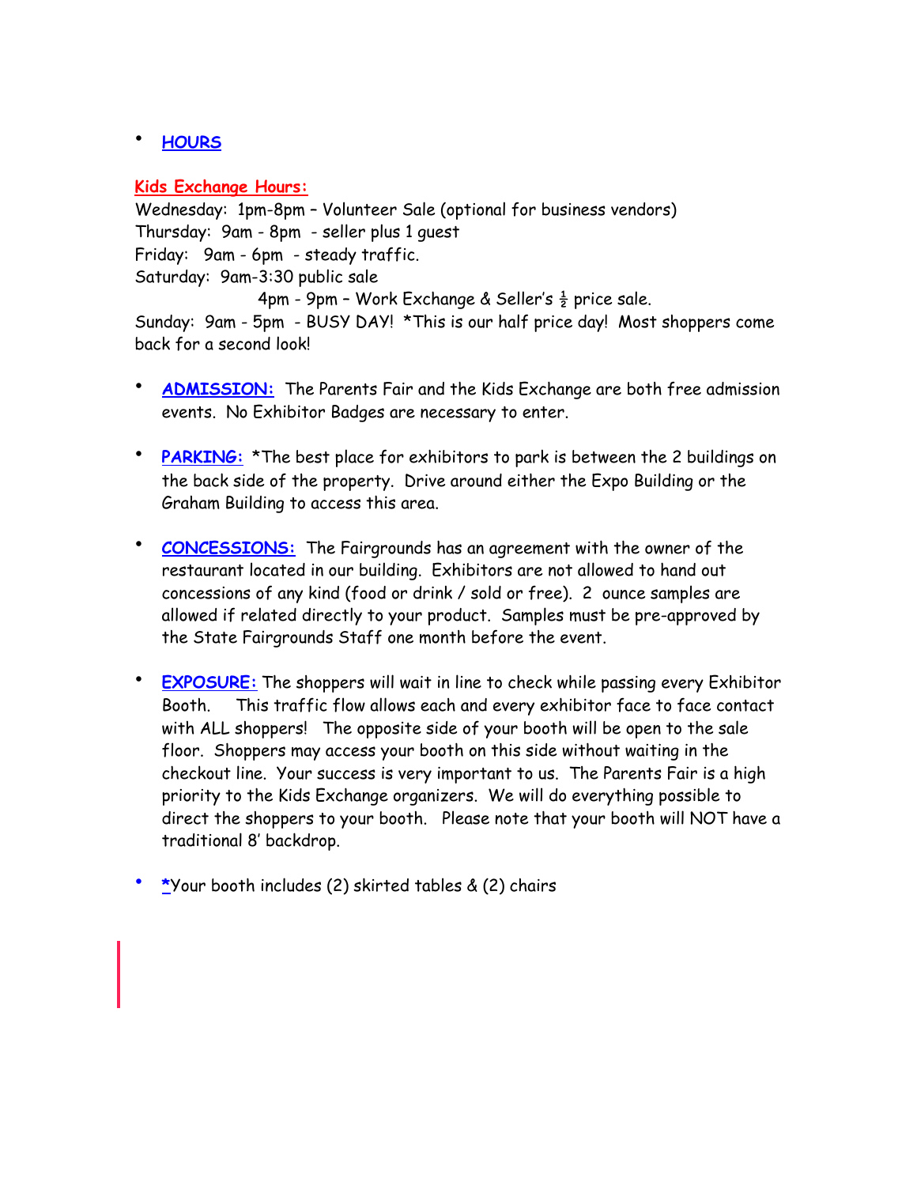- **HOURS**

**Kids Exchange Hours:**

Wednesday: 1pm-8pm – Volunteer Sale (optional for business vendors)
Thursday: 9am - 8pm - seller plus 1 guest
Friday: 9am - 6pm - steady traffic.
Saturday: 9am-3:30 public sale
4pm - 9pm – Work Exchange & Seller's ½ price sale.
Sunday: 9am - 5pm - BUSY DAY! *This is our half price day! Most shoppers come back for a second look!

- **ADMISSION:** The Parents Fair and the Kids Exchange are both free admission events. No Exhibitor Badges are necessary to enter.

- **PARKING:** *The best place for exhibitors to park is between the 2 buildings on the back side of the property. Drive around either the Expo Building or the Graham Building to access this area.

- **CONCESSIONS:** The Fairgrounds has an agreement with the owner of the restaurant located in our building. Exhibitors are not allowed to hand out concessions of any kind (food or drink / sold or free). 2 ounce samples are allowed if related directly to your product. Samples must be pre-approved by the State Fairgrounds Staff one month before the event.

- **EXPOSURE:** The shoppers will wait in line to check while passing every Exhibitor Booth. This traffic flow allows each and every exhibitor face to face contact with ALL shoppers! The opposite side of your booth will be open to the sale floor. Shoppers may access your booth on this side without waiting in the checkout line. Your success is very important to us. The Parents Fair is a high priority to the Kids Exchange organizers. We will do everything possible to direct the shoppers to your booth. Please note that your booth will NOT have a traditional 8' backdrop.

- *Your booth includes (2) skirted tables & (2) chairs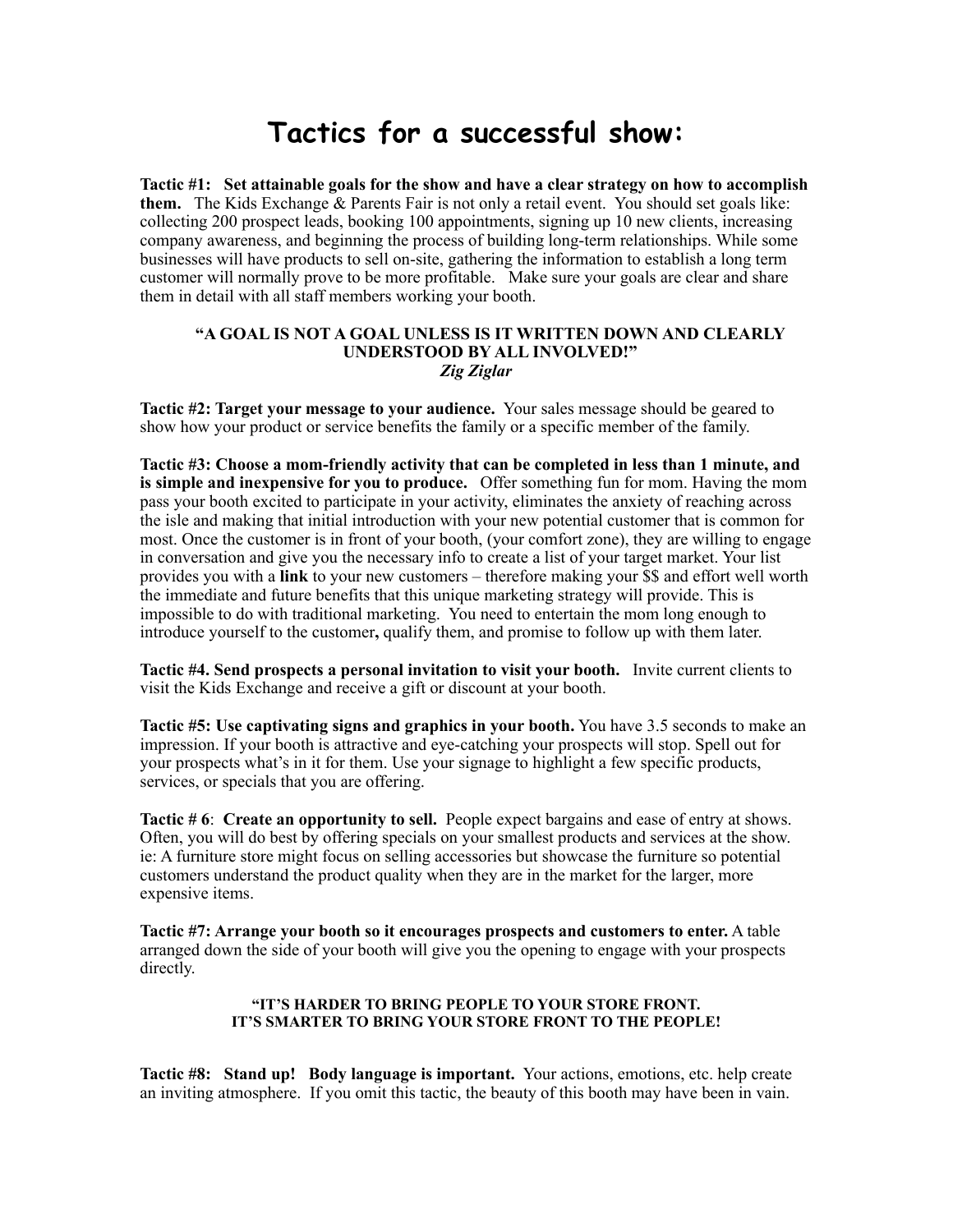# Tactics for a successful show:

**Tactic #1: Set attainable goals for the show and have a clear strategy on how to accomplish them.** The Kids Exchange & Parents Fair is not only a retail event. You should set goals like: collecting 200 prospect leads, booking 100 appointments, signing up 10 new clients, increasing company awareness, and beginning the process of building long-term relationships. While some businesses will have products to sell on-site, gathering the information to establish a long term customer will normally prove to be more profitable. Make sure your goals are clear and share them in detail with all staff members working your booth.

> **"A GOAL IS NOT A GOAL UNLESS IS IT WRITTEN DOWN AND CLEARLY UNDERSTOOD BY ALL INVOLVED!"**
> ***Zig Ziglar***

**Tactic #2: Target your message to your audience.** Your sales message should be geared to show how your product or service benefits the family or a specific member of the family.

**Tactic #3: Choose a mom-friendly activity that can be completed in less than 1 minute, and is simple and inexpensive for you to produce.** Offer something fun for mom. Having the mom pass your booth excited to participate in your activity, eliminates the anxiety of reaching across the isle and making that initial introduction with your new potential customer that is common for most. Once the customer is in front of your booth, (your comfort zone), they are willing to engage in conversation and give you the necessary info to create a list of your target market. Your list provides you with a **link** to your new customers – therefore making your $$ and effort well worth the immediate and future benefits that this unique marketing strategy will provide. This is impossible to do with traditional marketing. You need to entertain the mom long enough to introduce yourself to the customer**,** qualify them, and promise to follow up with them later.

**Tactic #4. Send prospects a personal invitation to visit your booth.** Invite current clients to visit the Kids Exchange and receive a gift or discount at your booth.

**Tactic #5: Use captivating signs and graphics in your booth.** You have 3.5 seconds to make an impression. If your booth is attractive and eye-catching your prospects will stop. Spell out for your prospects what's in it for them. Use your signage to highlight a few specific products, services, or specials that you are offering.

**Tactic # 6**: **Create an opportunity to sell.** People expect bargains and ease of entry at shows. Often, you will do best by offering specials on your smallest products and services at the show. ie: A furniture store might focus on selling accessories but showcase the furniture so potential customers understand the product quality when they are in the market for the larger, more expensive items.

**Tactic #7: Arrange your booth so it encourages prospects and customers to enter.** A table arranged down the side of your booth will give you the opening to engage with your prospects directly.

> **"IT'S HARDER TO BRING PEOPLE TO YOUR STORE FRONT. IT'S SMARTER TO BRING YOUR STORE FRONT TO THE PEOPLE!**

**Tactic #8: Stand up! Body language is important.** Your actions, emotions, etc. help create an inviting atmosphere. If you omit this tactic, the beauty of this booth may have been in vain.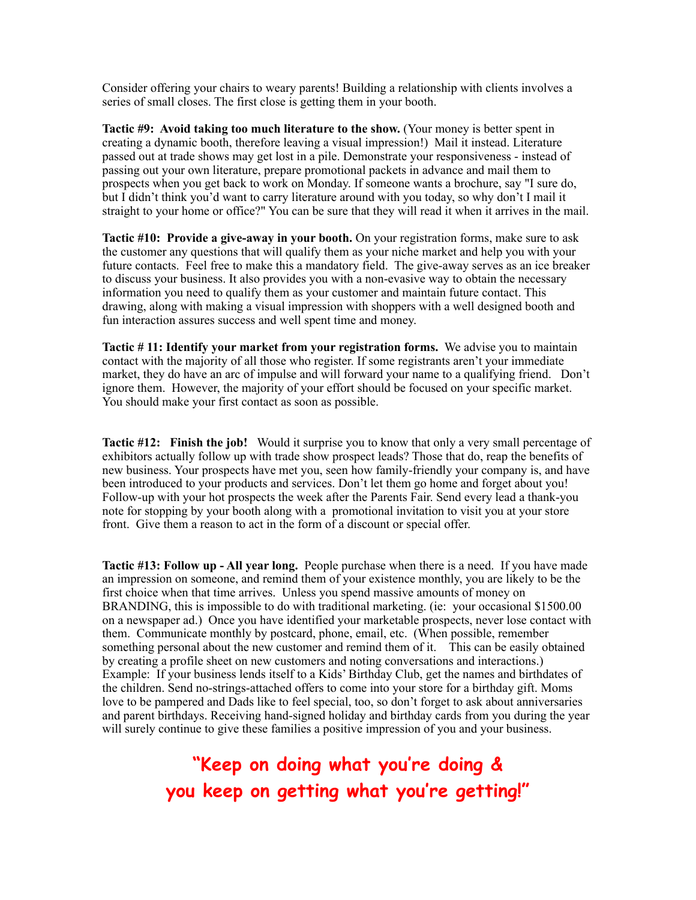Consider offering your chairs to weary parents! Building a relationship with clients involves a series of small closes. The first close is getting them in your booth.

**Tactic #9: Avoid taking too much literature to the show.** (Your money is better spent in creating a dynamic booth, therefore leaving a visual impression!) Mail it instead. Literature passed out at trade shows may get lost in a pile. Demonstrate your responsiveness - instead of passing out your own literature, prepare promotional packets in advance and mail them to prospects when you get back to work on Monday. If someone wants a brochure, say "I sure do, but I didn't think you'd want to carry literature around with you today, so why don't I mail it straight to your home or office?" You can be sure that they will read it when it arrives in the mail.

**Tactic #10: Provide a give-away in your booth.** On your registration forms, make sure to ask the customer any questions that will qualify them as your niche market and help you with your future contacts. Feel free to make this a mandatory field. The give-away serves as an ice breaker to discuss your business. It also provides you with a non-evasive way to obtain the necessary information you need to qualify them as your customer and maintain future contact. This drawing, along with making a visual impression with shoppers with a well designed booth and fun interaction assures success and well spent time and money.

**Tactic # 11: Identify your market from your registration forms.** We advise you to maintain contact with the majority of all those who register. If some registrants aren't your immediate market, they do have an arc of impulse and will forward your name to a qualifying friend. Don't ignore them. However, the majority of your effort should be focused on your specific market. You should make your first contact as soon as possible.

**Tactic #12: Finish the job!** Would it surprise you to know that only a very small percentage of exhibitors actually follow up with trade show prospect leads? Those that do, reap the benefits of new business. Your prospects have met you, seen how family-friendly your company is, and have been introduced to your products and services. Don't let them go home and forget about you! Follow-up with your hot prospects the week after the Parents Fair. Send every lead a thank-you note for stopping by your booth along with a promotional invitation to visit you at your store front. Give them a reason to act in the form of a discount or special offer.

**Tactic #13: Follow up - All year long.** People purchase when there is a need. If you have made an impression on someone, and remind them of your existence monthly, you are likely to be the first choice when that time arrives. Unless you spend massive amounts of money on BRANDING, this is impossible to do with traditional marketing. (ie: your occasional $1500.00 on a newspaper ad.) Once you have identified your marketable prospects, never lose contact with them. Communicate monthly by postcard, phone, email, etc. (When possible, remember something personal about the new customer and remind them of it. This can be easily obtained by creating a profile sheet on new customers and noting conversations and interactions.) Example: If your business lends itself to a Kids' Birthday Club, get the names and birthdates of the children. Send no-strings-attached offers to come into your store for a birthday gift. Moms love to be pampered and Dads like to feel special, too, so don't forget to ask about anniversaries and parent birthdays. Receiving hand-signed holiday and birthday cards from you during the year will surely continue to give these families a positive impression of you and your business.

**"Keep on doing what you're doing & you keep on getting what you're getting!"**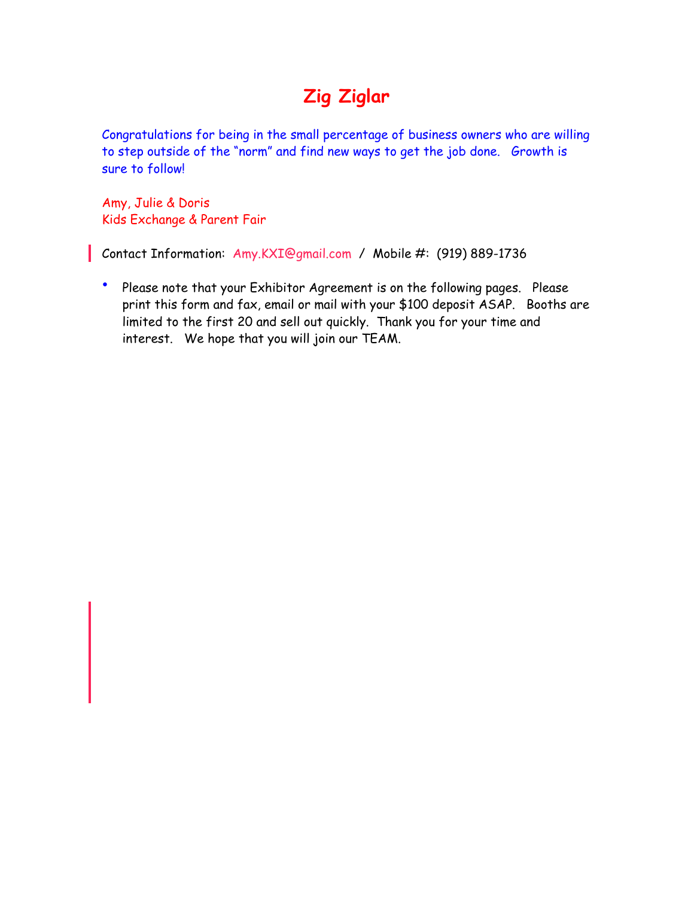# Zig Ziglar

Congratulations for being in the small percentage of business owners who are willing to step outside of the "norm" and find new ways to get the job done. Growth is sure to follow!

Amy, Julie & Doris
Kids Exchange & Parent Fair

Contact Information: Amy.KXI@gmail.com / Mobile #: (919) 889-1736

- Please note that your Exhibitor Agreement is on the following pages. Please print this form and fax, email or mail with your $100 deposit ASAP. Booths are limited to the first 20 and sell out quickly. Thank you for your time and interest. We hope that you will join our TEAM.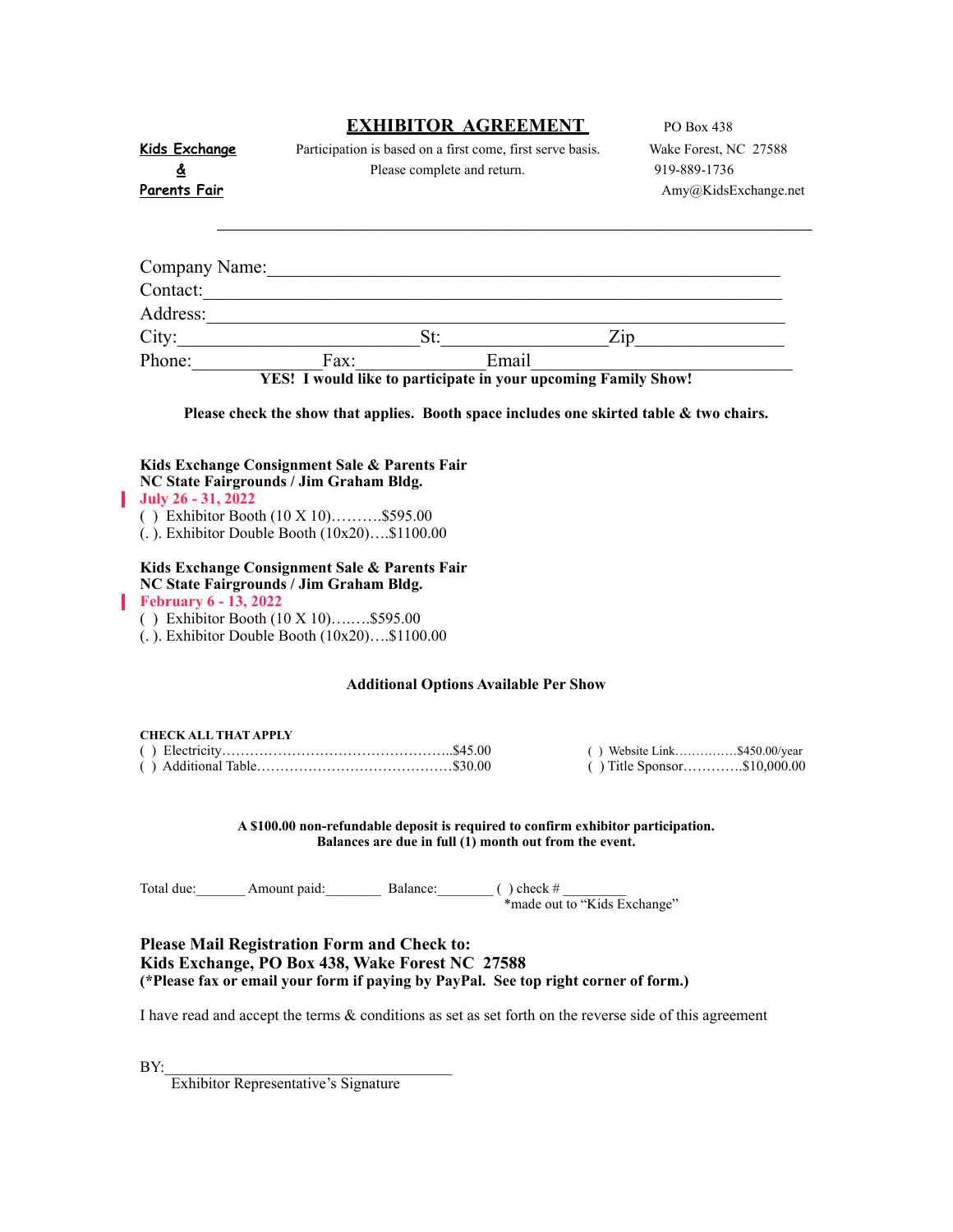# EXHIBITOR AGREEMENT

**Kids Exchange & Parents Fair**

Participation is based on a first come, first serve basis.
Please complete and return.

PO Box 438
Wake Forest, NC 27588
919-889-1736
Amy@KidsExchange.net

---

Company Name:______________________________________________________

Contact:__________________________________________________________

Address:__________________________________________________________

City:_________________________St:_________________Zip________________

Phone:______________Fax:______________Email___________________________

**YES! I would like to participate in your upcoming Family Show!**

**Please check the show that applies. Booth space includes one skirted table & two chairs.**

**Kids Exchange Consignment Sale & Parents Fair**
**NC State Fairgrounds / Jim Graham Bldg.**
**July 26 - 31, 2022**
( ) Exhibitor Booth (10 X 10)……….$595.00
(. ). Exhibitor Double Booth (10x20)….$1100.00

**Kids Exchange Consignment Sale & Parents Fair**
**NC State Fairgrounds / Jim Graham Bldg.**
**February 6 - 13, 2022**
( ) Exhibitor Booth (10 X 10)……..$595.00
(. ). Exhibitor Double Booth (10x20)….$1100.00

**Additional Options Available Per Show**

**CHECK ALL THAT APPLY**
( ) Electricity…………………………………………..$45.00
( ) Additional Table……………………………………$30.00
( ) Website Link……………$450.00/year
( ) Title Sponsor………….$10,000.00

**A $100.00 non-refundable deposit is required to confirm exhibitor participation.**
**Balances are due in full (1) month out from the event.**

Total due:_______ Amount paid:________ Balance:________ ( ) check # _________
*made out to "Kids Exchange"

**Please Mail Registration Form and Check to:**
**Kids Exchange, PO Box 438, Wake Forest NC 27588**
**(*Please fax or email your form if paying by PayPal. See top right corner of form.)**

I have read and accept the terms & conditions as set as set forth on the reverse side of this agreement

BY:____________________________________
Exhibitor Representative's Signature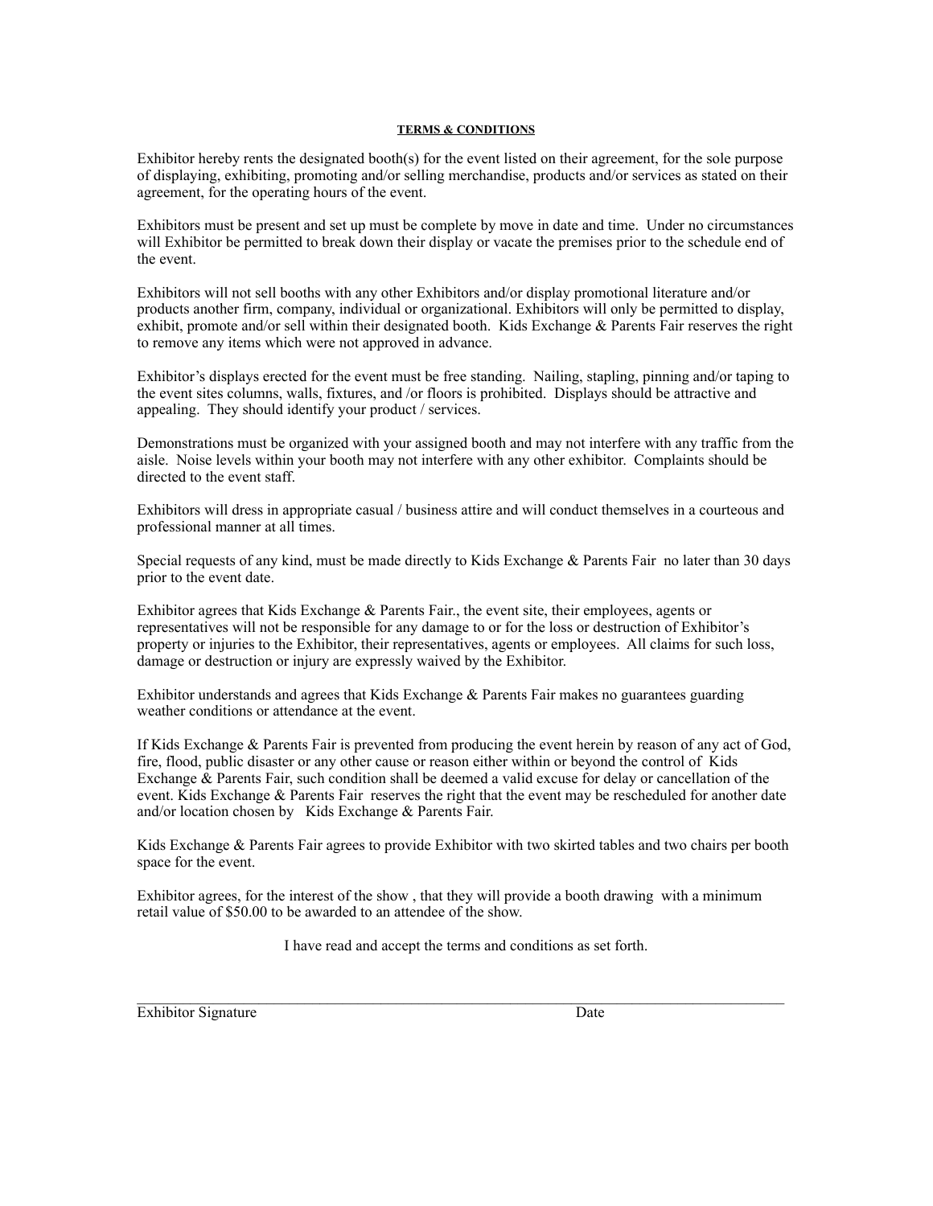**TERMS & CONDITIONS**

Exhibitor hereby rents the designated booth(s) for the event listed on their agreement, for the sole purpose of displaying, exhibiting, promoting and/or selling merchandise, products and/or services as stated on their agreement, for the operating hours of the event.

Exhibitors must be present and set up must be complete by move in date and time. Under no circumstances will Exhibitor be permitted to break down their display or vacate the premises prior to the schedule end of the event.

Exhibitors will not sell booths with any other Exhibitors and/or display promotional literature and/or products another firm, company, individual or organizational. Exhibitors will only be permitted to display, exhibit, promote and/or sell within their designated booth. Kids Exchange & Parents Fair reserves the right to remove any items which were not approved in advance.

Exhibitor's displays erected for the event must be free standing. Nailing, stapling, pinning and/or taping to the event sites columns, walls, fixtures, and /or floors is prohibited. Displays should be attractive and appealing. They should identify your product / services.

Demonstrations must be organized with your assigned booth and may not interfere with any traffic from the aisle. Noise levels within your booth may not interfere with any other exhibitor. Complaints should be directed to the event staff.

Exhibitors will dress in appropriate casual / business attire and will conduct themselves in a courteous and professional manner at all times.

Special requests of any kind, must be made directly to Kids Exchange & Parents Fair no later than 30 days prior to the event date.

Exhibitor agrees that Kids Exchange & Parents Fair., the event site, their employees, agents or representatives will not be responsible for any damage to or for the loss or destruction of Exhibitor's property or injuries to the Exhibitor, their representatives, agents or employees. All claims for such loss, damage or destruction or injury are expressly waived by the Exhibitor.

Exhibitor understands and agrees that Kids Exchange & Parents Fair makes no guarantees guarding weather conditions or attendance at the event.

If Kids Exchange & Parents Fair is prevented from producing the event herein by reason of any act of God, fire, flood, public disaster or any other cause or reason either within or beyond the control of Kids Exchange & Parents Fair, such condition shall be deemed a valid excuse for delay or cancellation of the event. Kids Exchange & Parents Fair reserves the right that the event may be rescheduled for another date and/or location chosen by Kids Exchange & Parents Fair.

Kids Exchange & Parents Fair agrees to provide Exhibitor with two skirted tables and two chairs per booth space for the event.

Exhibitor agrees, for the interest of the show , that they will provide a booth drawing with a minimum retail value of $50.00 to be awarded to an attendee of the show.

I have read and accept the terms and conditions as set forth.

_______________________________________________________________________________

Exhibitor Signature Date